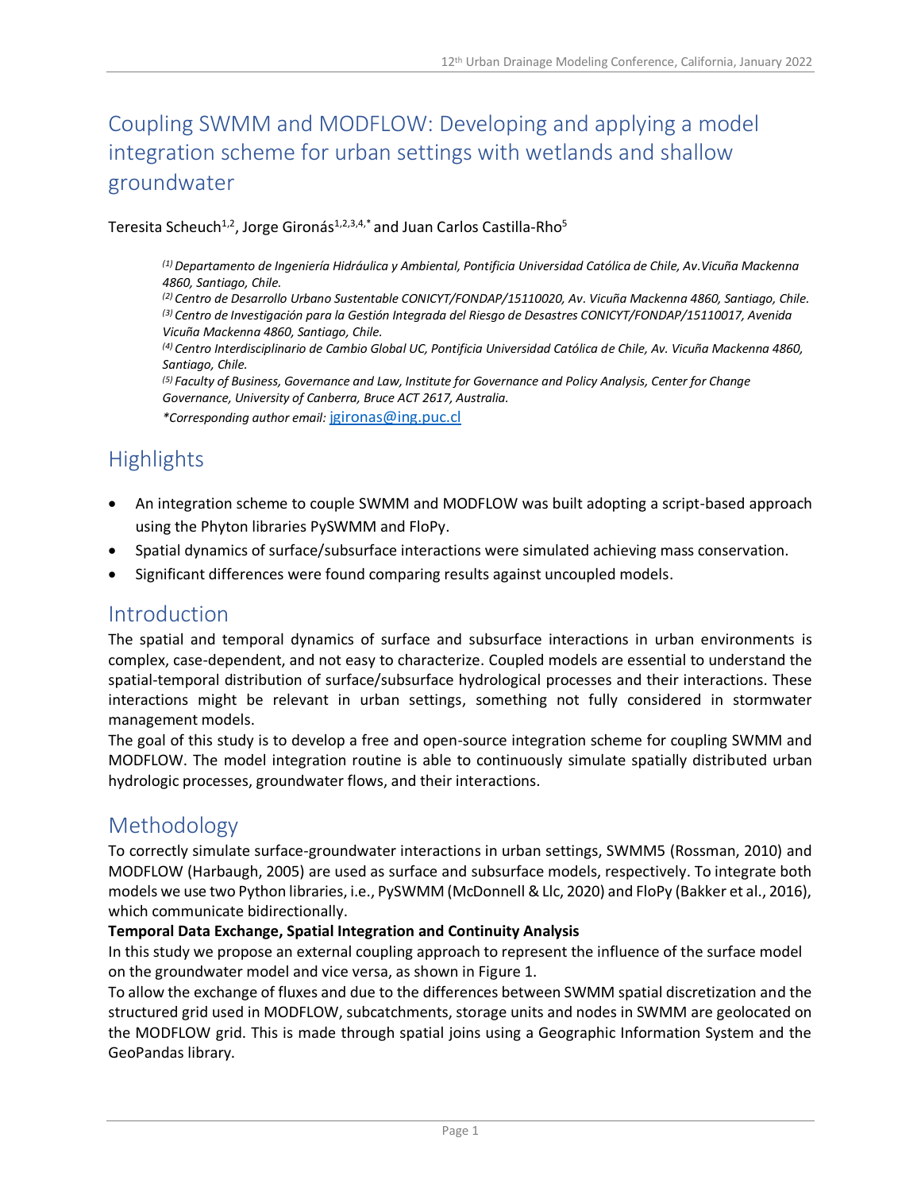# Coupling SWMM and MODFLOW: Developing and applying a model integration scheme for urban settings with wetlands and shallow groundwater

Teresita Scheuch[1,2], Jorge Gironás[1,2,3,4,*] and Juan Carlos Castilla-Rho[5]

*[1] Departamento de Ingeniería Hidráulica y Ambiental, Pontificia Universidad Católica de Chile, Av.Vicuña Mackenna 4860, Santiago, Chile.*
*[2] Centro de Desarrollo Urbano Sustentable CONICYT/FONDAP/15110020, Av. Vicuña Mackenna 4860, Santiago, Chile.*
*[3] Centro de Investigación para la Gestión Integrada del Riesgo de Desastres CONICYT/FONDAP/15110017, Avenida Vicuña Mackenna 4860, Santiago, Chile.*
*[4] Centro Interdisciplinario de Cambio Global UC, Pontificia Universidad Católica de Chile, Av. Vicuña Mackenna 4860, Santiago, Chile.*
*[5] Faculty of Business, Governance and Law, Institute for Governance and Policy Analysis, Center for Change Governance, University of Canberra, Bruce ACT 2617, Australia.*
*\*Corresponding author email:* jgironas@ing.puc.cl

## Highlights

- An integration scheme to couple SWMM and MODFLOW was built adopting a script-based approach using the Phyton libraries PySWMM and FloPy.
- Spatial dynamics of surface/subsurface interactions were simulated achieving mass conservation.
- Significant differences were found comparing results against uncoupled models.

## Introduction

The spatial and temporal dynamics of surface and subsurface interactions in urban environments is complex, case-dependent, and not easy to characterize. Coupled models are essential to understand the spatial-temporal distribution of surface/subsurface hydrological processes and their interactions. These interactions might be relevant in urban settings, something not fully considered in stormwater management models.

The goal of this study is to develop a free and open-source integration scheme for coupling SWMM and MODFLOW. The model integration routine is able to continuously simulate spatially distributed urban hydrologic processes, groundwater flows, and their interactions.

## Methodology

To correctly simulate surface-groundwater interactions in urban settings, SWMM5 (Rossman, 2010) and MODFLOW (Harbaugh, 2005) are used as surface and subsurface models, respectively. To integrate both models we use two Python libraries, i.e., PySWMM (McDonnell & Llc, 2020) and FloPy (Bakker et al., 2016), which communicate bidirectionally.

**Temporal Data Exchange, Spatial Integration and Continuity Analysis**

In this study we propose an external coupling approach to represent the influence of the surface model on the groundwater model and vice versa, as shown in Figure 1.

To allow the exchange of fluxes and due to the differences between SWMM spatial discretization and the structured grid used in MODFLOW, subcatchments, storage units and nodes in SWMM are geolocated on the MODFLOW grid. This is made through spatial joins using a Geographic Information System and the GeoPandas library.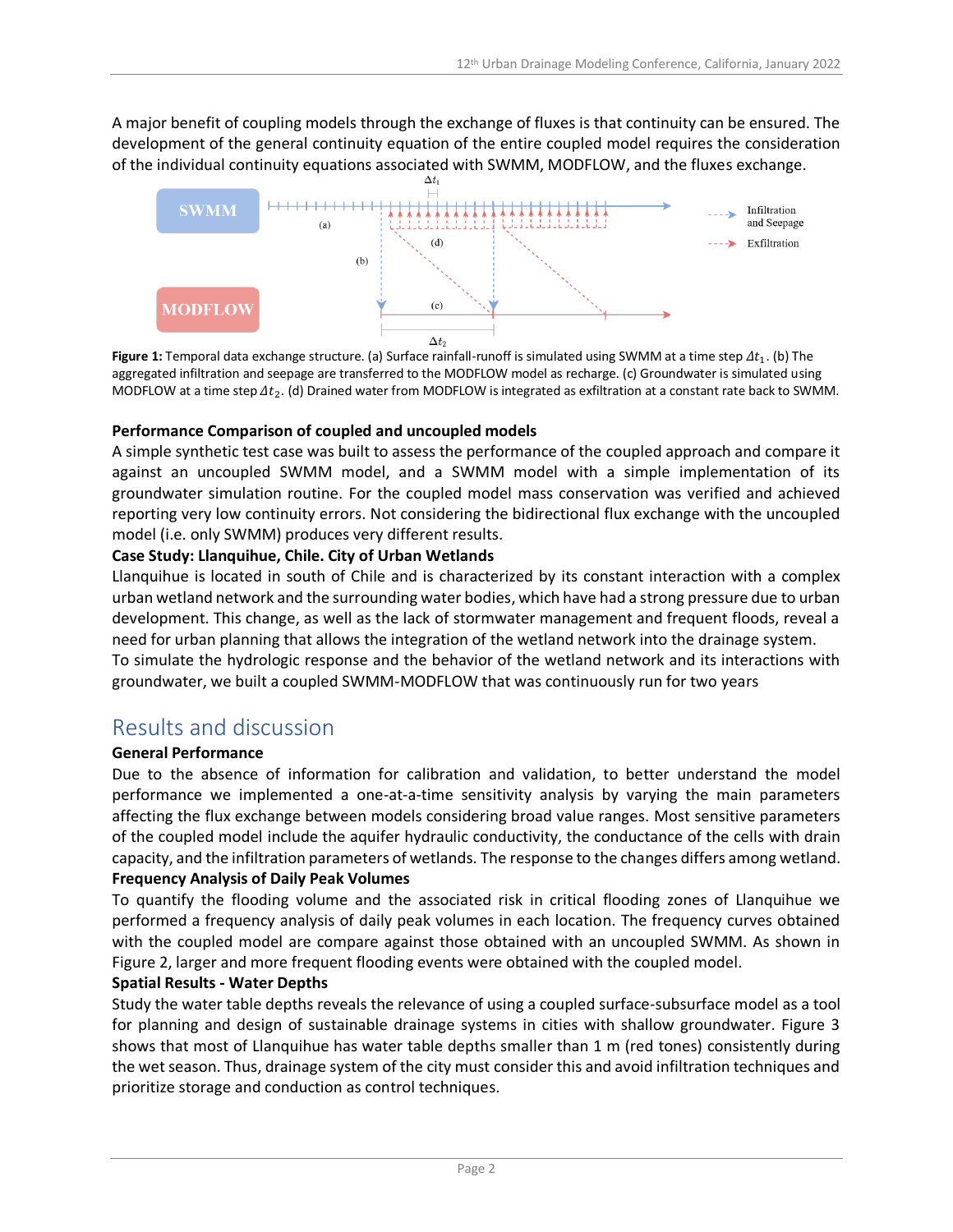A major benefit of coupling models through the exchange of fluxes is that continuity can be ensured. The development of the general continuity equation of the entire coupled model requires the consideration of the individual continuity equations associated with SWMM, MODFLOW, and the fluxes exchange.

**Figure 1:** Temporal data exchange structure. (a) Surface rainfall-runoff is simulated using SWMM at a time step $\Delta t_1$. (b) The aggregated infiltration and seepage are transferred to the MODFLOW model as recharge. (c) Groundwater is simulated using MODFLOW at a time step $\Delta t_2$. (d) Drained water from MODFLOW is integrated as exfiltration at a constant rate back to SWMM.

**Performance Comparison of coupled and uncoupled models**

A simple synthetic test case was built to assess the performance of the coupled approach and compare it against an uncoupled SWMM model, and a SWMM model with a simple implementation of its groundwater simulation routine. For the coupled model mass conservation was verified and achieved reporting very low continuity errors. Not considering the bidirectional flux exchange with the uncoupled model (i.e. only SWMM) produces very different results.

**Case Study: Llanquihue, Chile. City of Urban Wetlands**

Llanquihue is located in south of Chile and is characterized by its constant interaction with a complex urban wetland network and the surrounding water bodies, which have had a strong pressure due to urban development. This change, as well as the lack of stormwater management and frequent floods, reveal a need for urban planning that allows the integration of the wetland network into the drainage system.

To simulate the hydrologic response and the behavior of the wetland network and its interactions with groundwater, we built a coupled SWMM-MODFLOW that was continuously run for two years

## Results and discussion

**General Performance**

Due to the absence of information for calibration and validation, to better understand the model performance we implemented a one-at-a-time sensitivity analysis by varying the main parameters affecting the flux exchange between models considering broad value ranges. Most sensitive parameters of the coupled model include the aquifer hydraulic conductivity, the conductance of the cells with drain capacity, and the infiltration parameters of wetlands. The response to the changes differs among wetland.

**Frequency Analysis of Daily Peak Volumes**

To quantify the flooding volume and the associated risk in critical flooding zones of Llanquihue we performed a frequency analysis of daily peak volumes in each location. The frequency curves obtained with the coupled model are compare against those obtained with an uncoupled SWMM. As shown in Figure 2, larger and more frequent flooding events were obtained with the coupled model.

**Spatial Results - Water Depths**

Study the water table depths reveals the relevance of using a coupled surface-subsurface model as a tool for planning and design of sustainable drainage systems in cities with shallow groundwater. Figure 3 shows that most of Llanquihue has water table depths smaller than 1 m (red tones) consistently during the wet season. Thus, drainage system of the city must consider this and avoid infiltration techniques and prioritize storage and conduction as control techniques.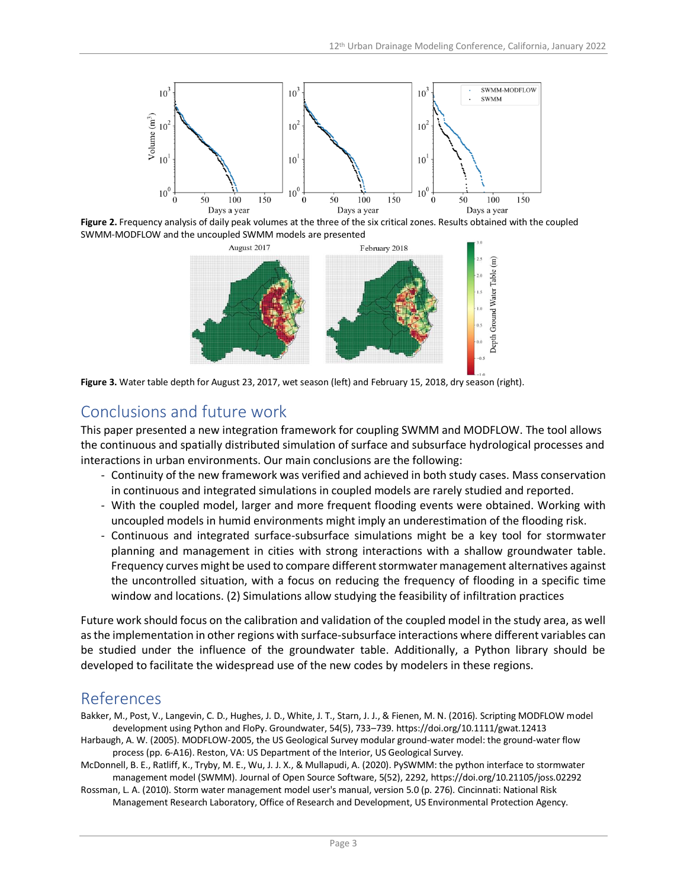$10^3$ $10^2$ $10^1$ $10^0$

Volume ($m^3$)

0 50 100 150

Days a year

SWMM-MODFLOW

SWMM

**Figure 2.** Frequency analysis of daily peak volumes at the three of the six critical zones. Results obtained with the coupled SWMM-MODFLOW and the uncoupled SWMM models are presented

August 2017

February 2018

Depth Ground Water Table (m)

3.0 2.5 2.0 1.5 1.0 0.5 0.0 −0.5 −1.0

**Figure 3.** Water table depth for August 23, 2017, wet season (left) and February 15, 2018, dry season (right).

## Conclusions and future work

This paper presented a new integration framework for coupling SWMM and MODFLOW. The tool allows the continuous and spatially distributed simulation of surface and subsurface hydrological processes and interactions in urban environments. Our main conclusions are the following:

- Continuity of the new framework was verified and achieved in both study cases. Mass conservation in continuous and integrated simulations in coupled models are rarely studied and reported.
- With the coupled model, larger and more frequent flooding events were obtained. Working with uncoupled models in humid environments might imply an underestimation of the flooding risk.
- Continuous and integrated surface-subsurface simulations might be a key tool for stormwater planning and management in cities with strong interactions with a shallow groundwater table. Frequency curves might be used to compare different stormwater management alternatives against the uncontrolled situation, with a focus on reducing the frequency of flooding in a specific time window and locations. (2) Simulations allow studying the feasibility of infiltration practices

Future work should focus on the calibration and validation of the coupled model in the study area, as well as the implementation in other regions with surface-subsurface interactions where different variables can be studied under the influence of the groundwater table. Additionally, a Python library should be developed to facilitate the widespread use of the new codes by modelers in these regions.

## References

Bakker, M., Post, V., Langevin, C. D., Hughes, J. D., White, J. T., Starn, J. J., & Fienen, M. N. (2016). Scripting MODFLOW model development using Python and FloPy. Groundwater, 54(5), 733–739. https://doi.org/10.1111/gwat.12413

Harbaugh, A. W. (2005). MODFLOW-2005, the US Geological Survey modular ground-water model: the ground-water flow process (pp. 6-A16). Reston, VA: US Department of the Interior, US Geological Survey.

McDonnell, B. E., Ratliff, K., Tryby, M. E., Wu, J. J. X., & Mullapudi, A. (2020). PySWMM: the python interface to stormwater management model (SWMM). Journal of Open Source Software, 5(52), 2292, https://doi.org/10.21105/joss.02292

Rossman, L. A. (2010). Storm water management model user's manual, version 5.0 (p. 276). Cincinnati: National Risk Management Research Laboratory, Office of Research and Development, US Environmental Protection Agency.